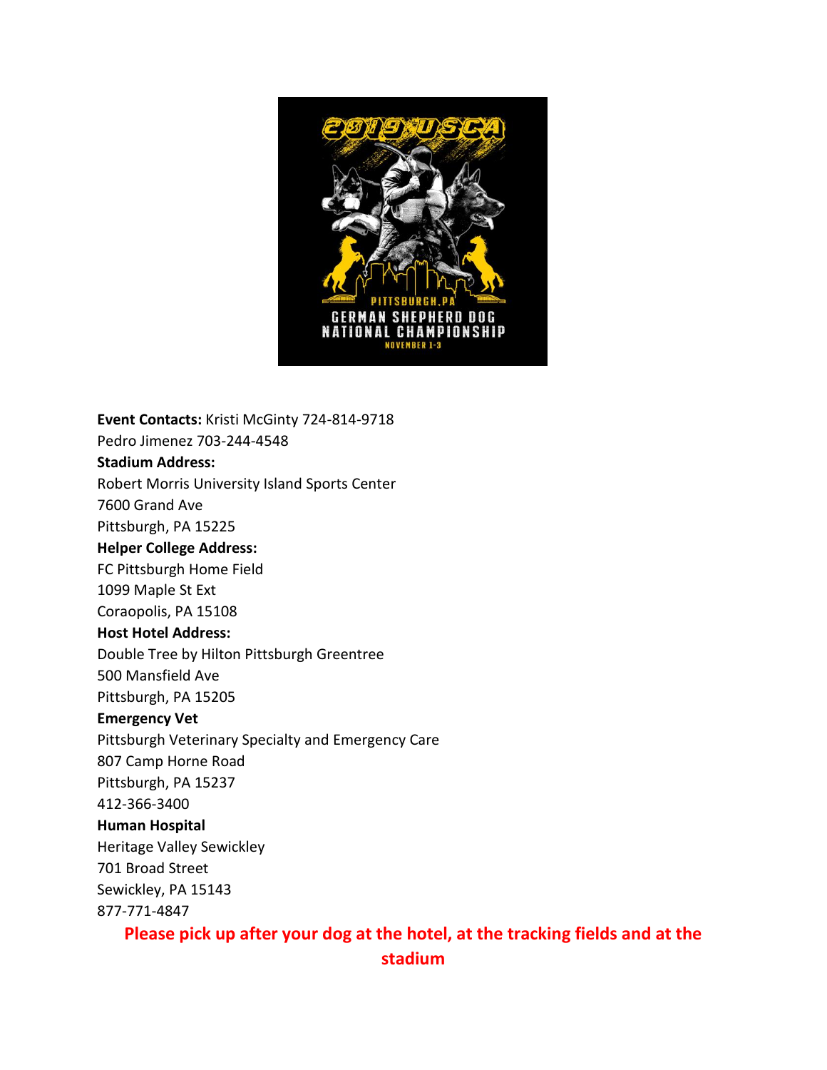**Event Contacts:** Kristi McGinty 724-814-9718
Pedro Jimenez 703-244-4548

**Stadium Address:**
Robert Morris University Island Sports Center
7600 Grand Ave
Pittsburgh, PA 15225

**Helper College Address:**
FC Pittsburgh Home Field
1099 Maple St Ext
Coraopolis, PA 15108

**Host Hotel Address:**
Double Tree by Hilton Pittsburgh Greentree
500 Mansfield Ave
Pittsburgh, PA 15205

**Emergency Vet**
Pittsburgh Veterinary Specialty and Emergency Care
807 Camp Horne Road
Pittsburgh, PA 15237
412-366-3400

**Human Hospital**
Heritage Valley Sewickley
701 Broad Street
Sewickley, PA 15143
877-771-4847

**Please pick up after your dog at the hotel, at the tracking fields and at the stadium**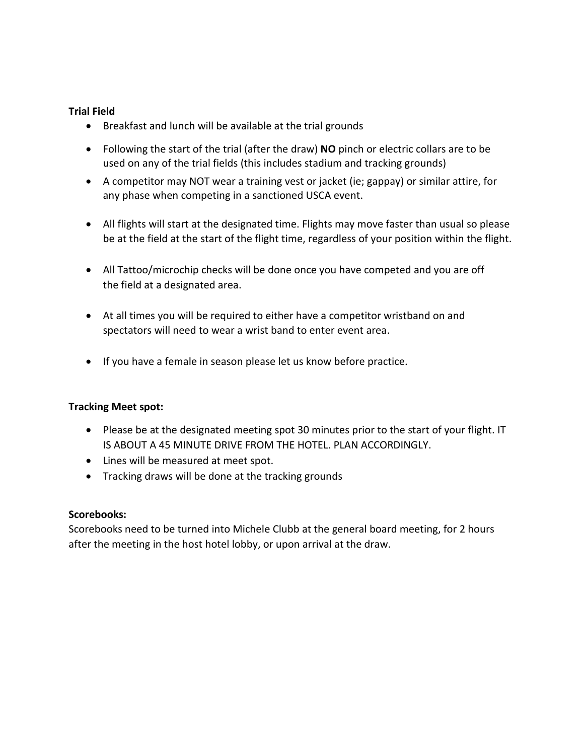**Trial Field**

- Breakfast and lunch will be available at the trial grounds
- Following the start of the trial (after the draw) **NO** pinch or electric collars are to be used on any of the trial fields (this includes stadium and tracking grounds)
- A competitor may NOT wear a training vest or jacket (ie; gappay) or similar attire, for any phase when competing in a sanctioned USCA event.
- All flights will start at the designated time. Flights may move faster than usual so please be at the field at the start of the flight time, regardless of your position within the flight.
- All Tattoo/microchip checks will be done once you have competed and you are off the field at a designated area.
- At all times you will be required to either have a competitor wristband on and spectators will need to wear a wrist band to enter event area.
- If you have a female in season please let us know before practice.

**Tracking Meet spot:**

- Please be at the designated meeting spot 30 minutes prior to the start of your flight. IT IS ABOUT A 45 MINUTE DRIVE FROM THE HOTEL. PLAN ACCORDINGLY.
- Lines will be measured at meet spot.
- Tracking draws will be done at the tracking grounds

**Scorebooks:**

Scorebooks need to be turned into Michele Clubb at the general board meeting, for 2 hours after the meeting in the host hotel lobby, or upon arrival at the draw.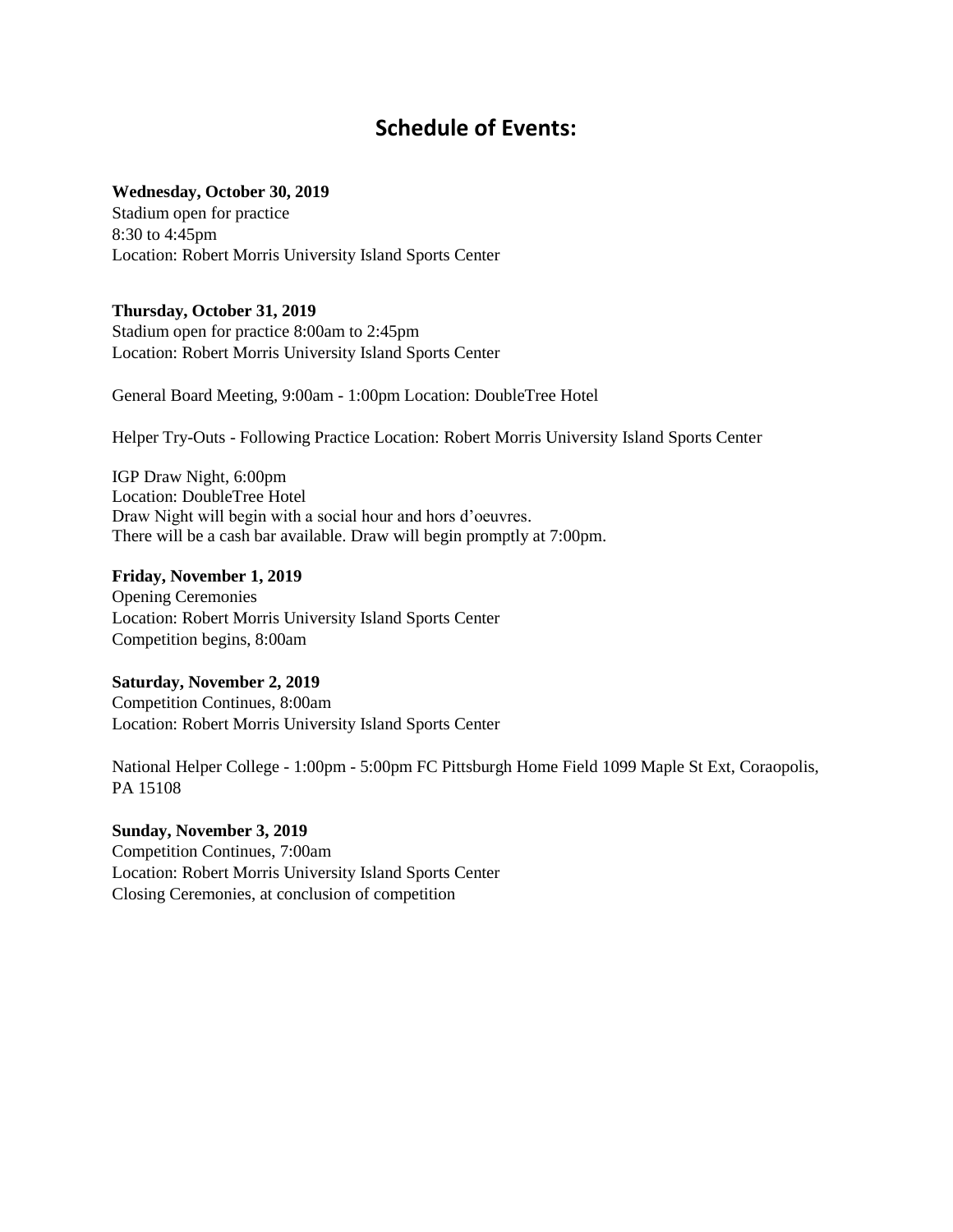# Schedule of Events:

**Wednesday, October 30, 2019**
Stadium open for practice
8:30 to 4:45pm
Location: Robert Morris University Island Sports Center

**Thursday, October 31, 2019**
Stadium open for practice 8:00am to 2:45pm
Location: Robert Morris University Island Sports Center

General Board Meeting, 9:00am - 1:00pm Location: DoubleTree Hotel

Helper Try-Outs - Following Practice Location: Robert Morris University Island Sports Center

IGP Draw Night, 6:00pm
Location: DoubleTree Hotel
Draw Night will begin with a social hour and hors d'oeuvres.
There will be a cash bar available. Draw will begin promptly at 7:00pm.

**Friday, November 1, 2019**
Opening Ceremonies
Location: Robert Morris University Island Sports Center
Competition begins, 8:00am

**Saturday, November 2, 2019**
Competition Continues, 8:00am
Location: Robert Morris University Island Sports Center

National Helper College - 1:00pm - 5:00pm FC Pittsburgh Home Field 1099 Maple St Ext, Coraopolis, PA 15108

**Sunday, November 3, 2019**
Competition Continues, 7:00am
Location: Robert Morris University Island Sports Center
Closing Ceremonies, at conclusion of competition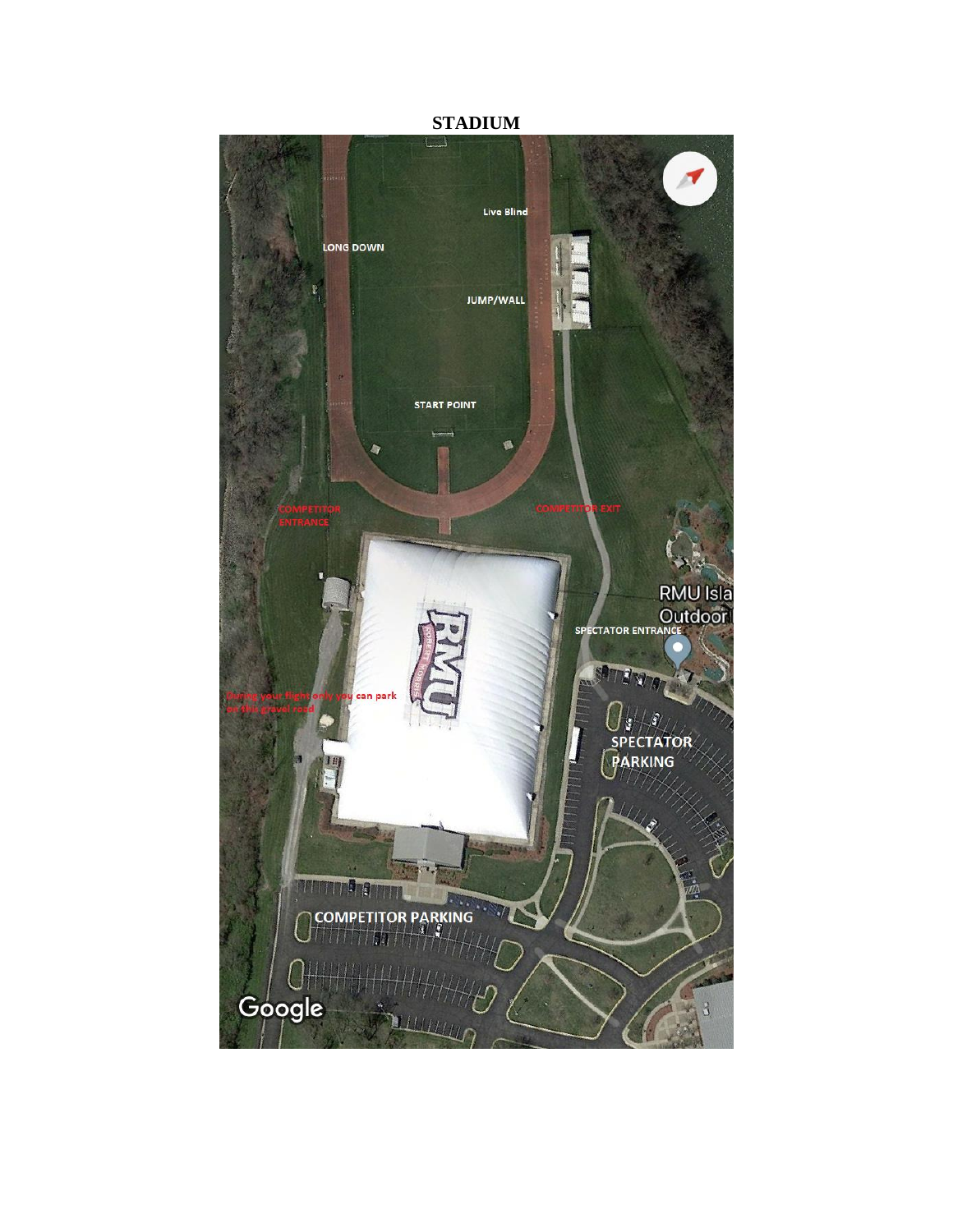**STADIUM**

Live Blind

LONG DOWN

JUMP/WALL

START POINT

COMPETITOR ENTRANCE

COMPETITOR EXIT

RMU Isla

Outdoor

SPECTATOR ENTRANCE

During your flight only you can park on this gravel road

SPECTATOR PARKING

COMPETITOR PARKING

Google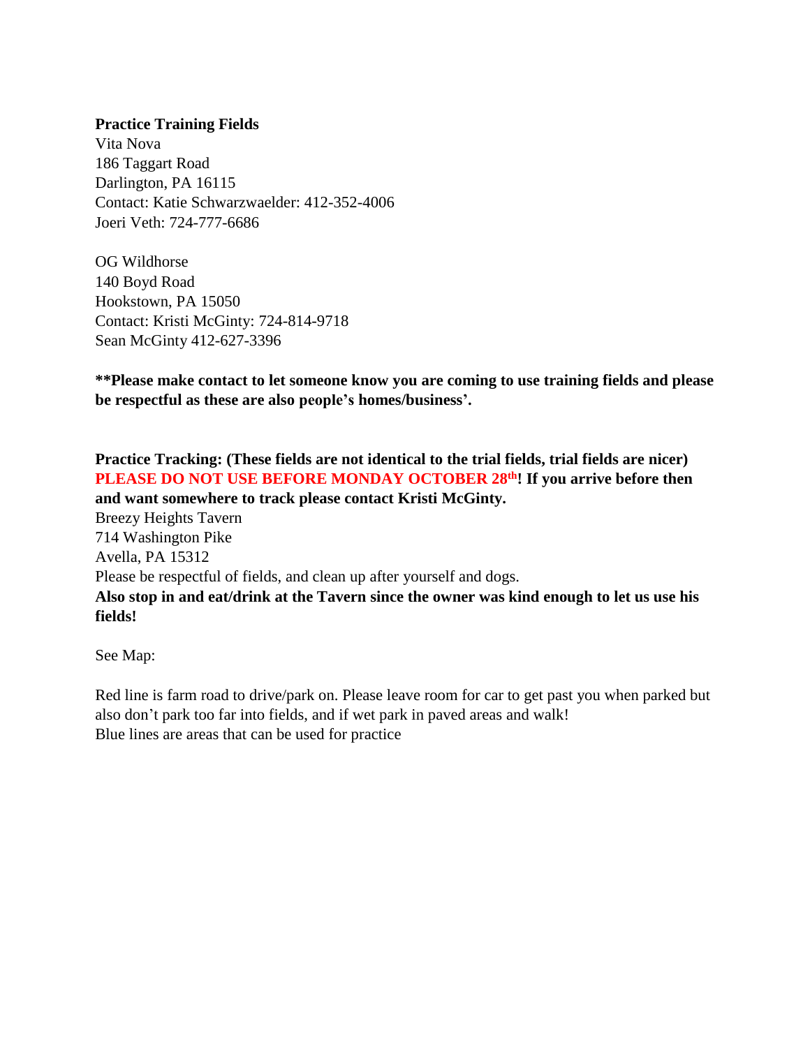**Practice Training Fields**

Vita Nova
186 Taggart Road
Darlington, PA 16115
Contact: Katie Schwarzwaelder: 412-352-4006
Joeri Veth: 724-777-6686

OG Wildhorse
140 Boyd Road
Hookstown, PA 15050
Contact: Kristi McGinty: 724-814-9718
Sean McGinty 412-627-3396

****Please make contact to let someone know you are coming to use training fields and please be respectful as these are also people's homes/business'.**

**Practice Tracking: (These fields are not identical to the trial fields, trial fields are nicer)**
**PLEASE DO NOT USE BEFORE MONDAY OCTOBER 28th! If you arrive before then and want somewhere to track please contact Kristi McGinty.**
Breezy Heights Tavern
714 Washington Pike
Avella, PA 15312
Please be respectful of fields, and clean up after yourself and dogs.
**Also stop in and eat/drink at the Tavern since the owner was kind enough to let us use his fields!**

See Map:

Red line is farm road to drive/park on. Please leave room for car to get past you when parked but also don't park too far into fields, and if wet park in paved areas and walk!
Blue lines are areas that can be used for practice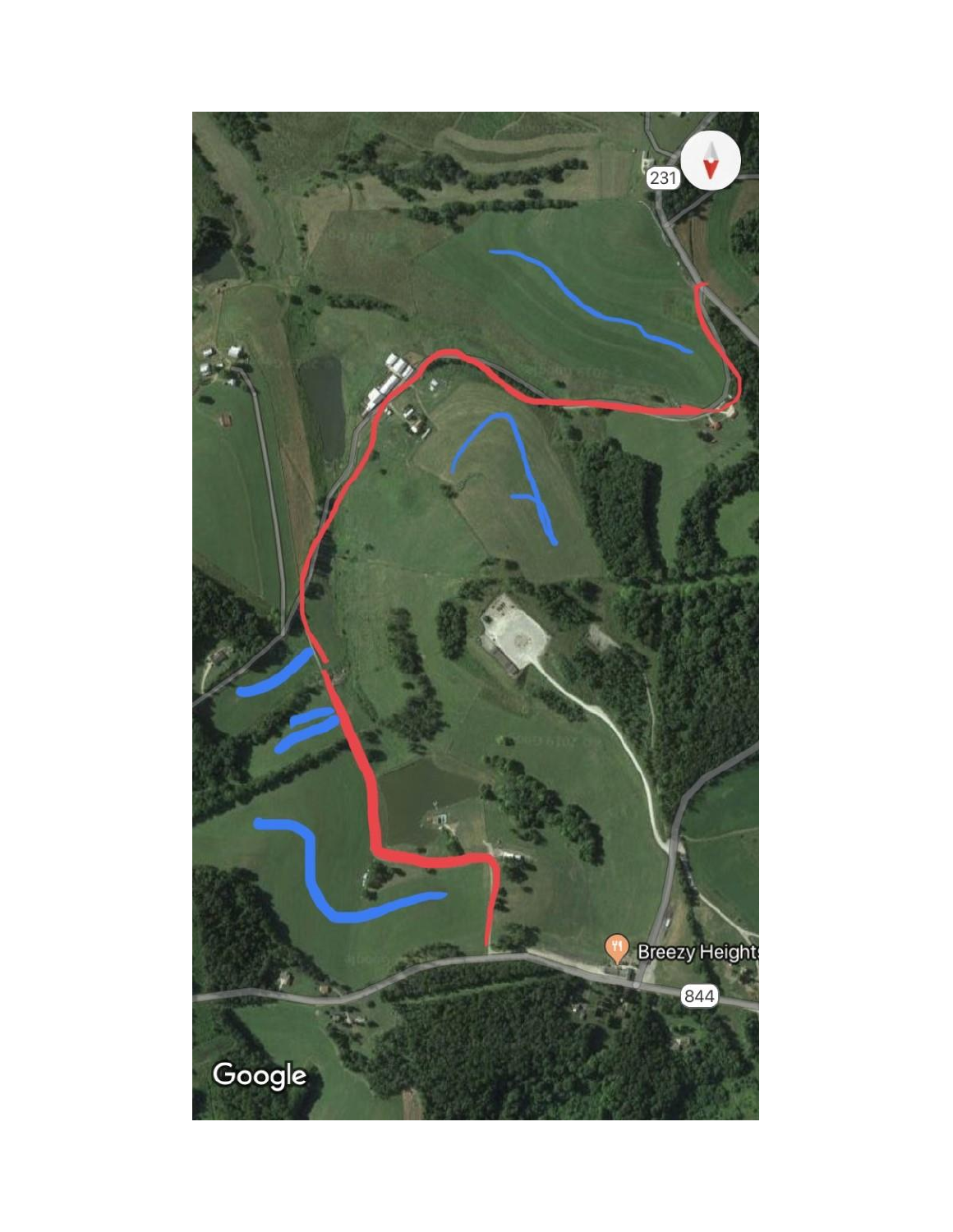231

Breezy Heights

844

Google